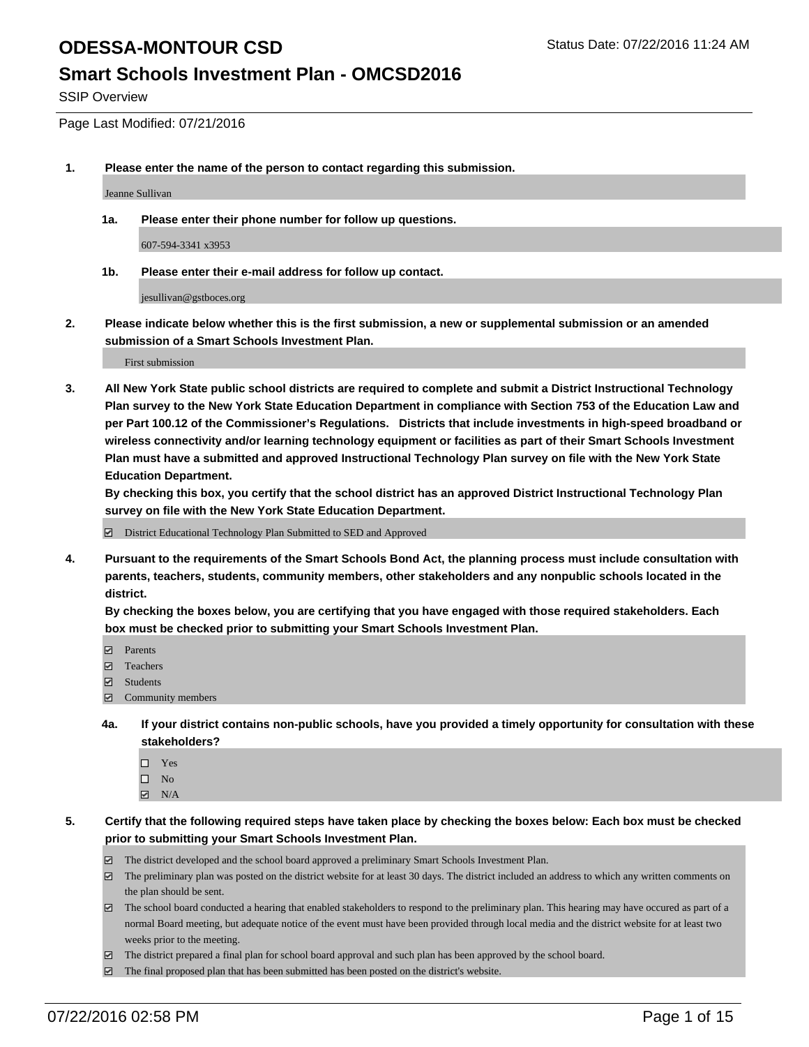# ODESSA-MONTOUR CSD

Status Date: 07/22/2016 11:24 AM

## Smart Schools Investment Plan - OMCSD2016

SSIP Overview

Page Last Modified: 07/21/2016

**1. Please enter the name of the person to contact regarding this submission.**

Jeanne Sullivan

**1a. Please enter their phone number for follow up questions.**

607-594-3341 x3953

**1b. Please enter their e-mail address for follow up contact.**

jesullivan@gstboces.org

**2. Please indicate below whether this is the first submission, a new or supplemental submission or an amended submission of a Smart Schools Investment Plan.**

First submission

**3. All New York State public school districts are required to complete and submit a District Instructional Technology Plan survey to the New York State Education Department in compliance with Section 753 of the Education Law and per Part 100.12 of the Commissioner's Regulations. Districts that include investments in high-speed broadband or wireless connectivity and/or learning technology equipment or facilities as part of their Smart Schools Investment Plan must have a submitted and approved Instructional Technology Plan survey on file with the New York State Education Department.**
**By checking this box, you certify that the school district has an approved District Instructional Technology Plan survey on file with the New York State Education Department.**

- ☑ District Educational Technology Plan Submitted to SED and Approved

**4. Pursuant to the requirements of the Smart Schools Bond Act, the planning process must include consultation with parents, teachers, students, community members, other stakeholders and any nonpublic schools located in the district.**
**By checking the boxes below, you are certifying that you have engaged with those required stakeholders. Each box must be checked prior to submitting your Smart Schools Investment Plan.**

- ☑ Parents
- ☑ Teachers
- ☑ Students
- ☑ Community members

**4a. If your district contains non-public schools, have you provided a timely opportunity for consultation with these stakeholders?**

- ☐ Yes
- ☐ No
- ☑ N/A

**5. Certify that the following required steps have taken place by checking the boxes below: Each box must be checked prior to submitting your Smart Schools Investment Plan.**

- ☑ The district developed and the school board approved a preliminary Smart Schools Investment Plan.
- ☑ The preliminary plan was posted on the district website for at least 30 days. The district included an address to which any written comments on the plan should be sent.
- ☑ The school board conducted a hearing that enabled stakeholders to respond to the preliminary plan. This hearing may have occured as part of a normal Board meeting, but adequate notice of the event must have been provided through local media and the district website for at least two weeks prior to the meeting.
- ☑ The district prepared a final plan for school board approval and such plan has been approved by the school board.
- ☑ The final proposed plan that has been submitted has been posted on the district's website.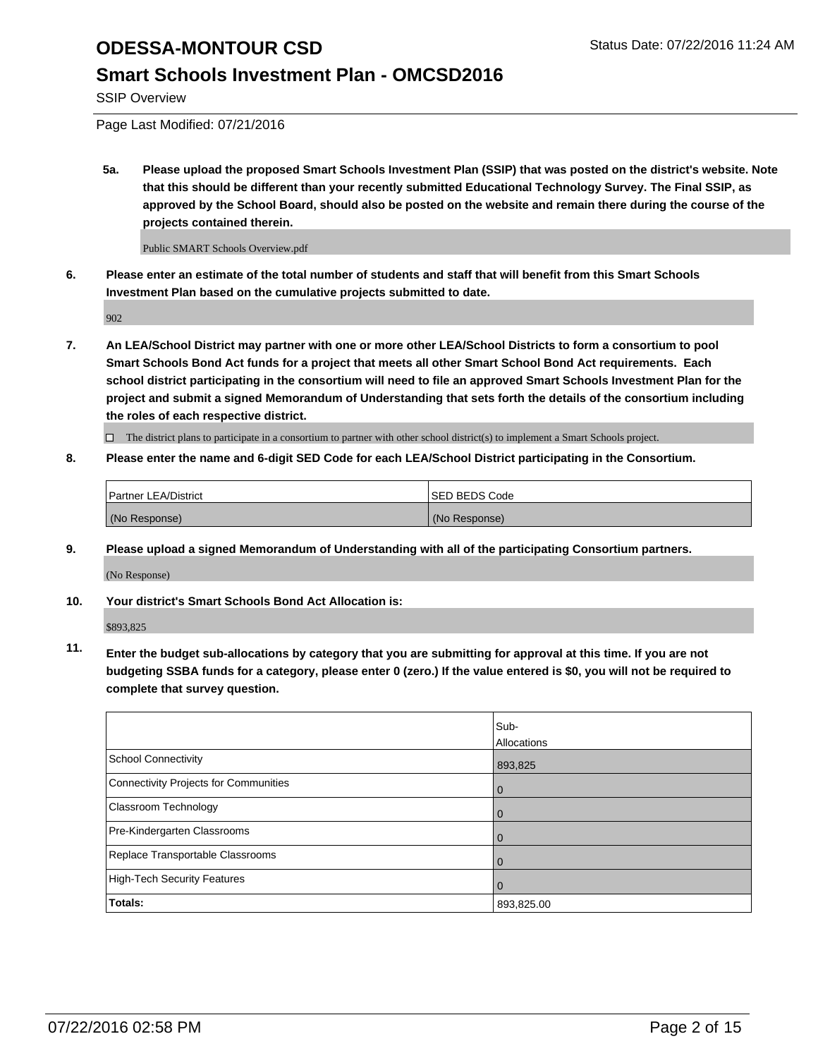# ODESSA-MONTOUR CSD

## Smart Schools Investment Plan - OMCSD2016

SSIP Overview

Page Last Modified: 07/21/2016

**5a. Please upload the proposed Smart Schools Investment Plan (SSIP) that was posted on the district's website. Note that this should be different than your recently submitted Educational Technology Survey. The Final SSIP, as approved by the School Board, should also be posted on the website and remain there during the course of the projects contained therein.**

Public SMART Schools Overview.pdf

**6. Please enter an estimate of the total number of students and staff that will benefit from this Smart Schools Investment Plan based on the cumulative projects submitted to date.**

902

**7. An LEA/School District may partner with one or more other LEA/School Districts to form a consortium to pool Smart Schools Bond Act funds for a project that meets all other Smart School Bond Act requirements. Each school district participating in the consortium will need to file an approved Smart Schools Investment Plan for the project and submit a signed Memorandum of Understanding that sets forth the details of the consortium including the roles of each respective district.**

☐ The district plans to participate in a consortium to partner with other school district(s) to implement a Smart Schools project.

**8. Please enter the name and 6-digit SED Code for each LEA/School District participating in the Consortium.**

| Partner LEA/District | SED BEDS Code |
|---|---|
| (No Response) | (No Response) |

**9. Please upload a signed Memorandum of Understanding with all of the participating Consortium partners.**

(No Response)

**10. Your district's Smart Schools Bond Act Allocation is:**

$893,825

**11. Enter the budget sub-allocations by category that you are submitting for approval at this time. If you are not budgeting SSBA funds for a category, please enter 0 (zero.) If the value entered is $0, you will not be required to complete that survey question.**

| | Sub-Allocations |
|---|---|
| School Connectivity | 893,825 |
| Connectivity Projects for Communities | 0 |
| Classroom Technology | 0 |
| Pre-Kindergarten Classrooms | 0 |
| Replace Transportable Classrooms | 0 |
| High-Tech Security Features | 0 |
| **Totals:** | 893,825.00 |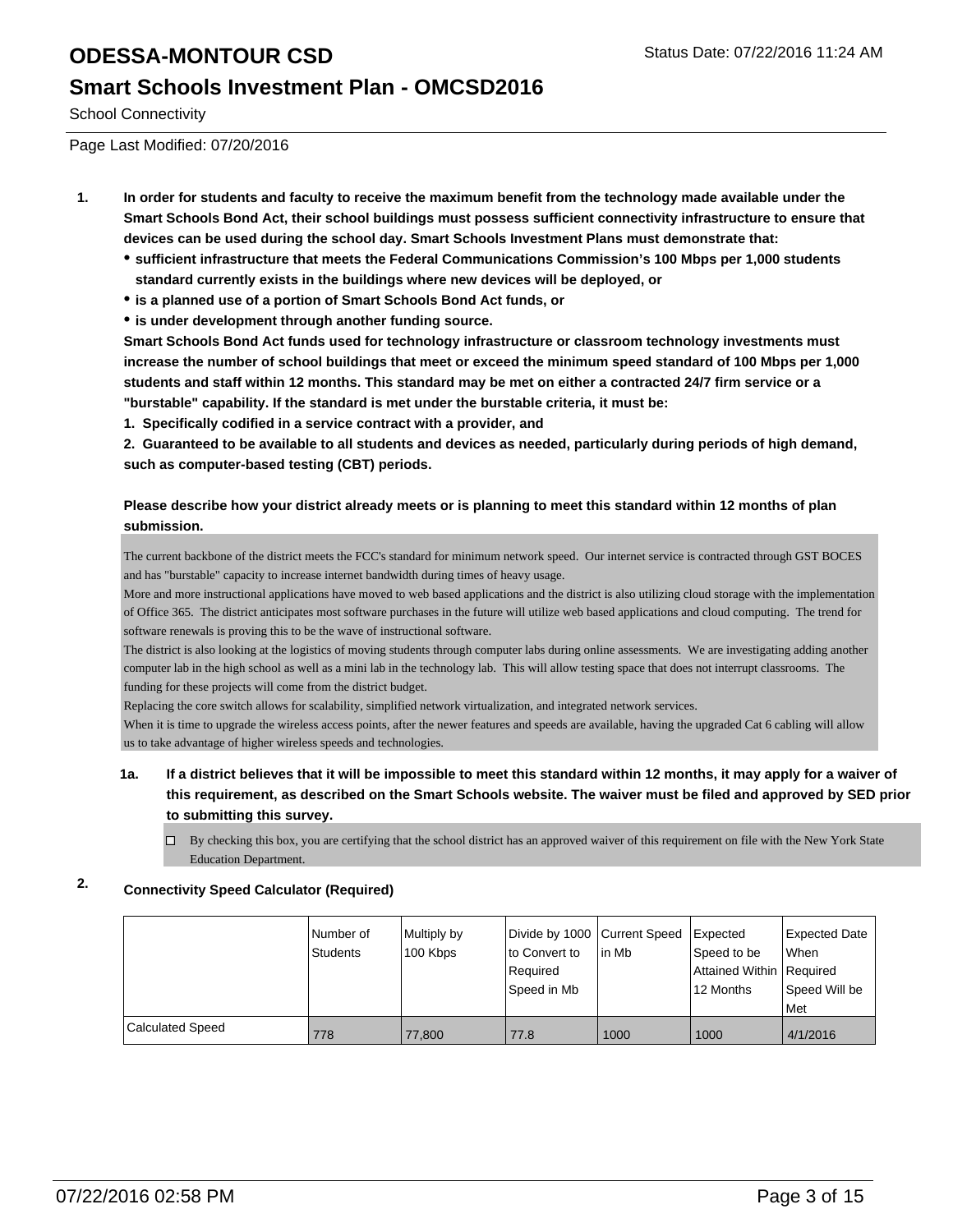# ODESSA-MONTOUR CSD

Status Date: 07/22/2016 11:24 AM

## Smart Schools Investment Plan - OMCSD2016

School Connectivity

Page Last Modified: 07/20/2016

1. **In order for students and faculty to receive the maximum benefit from the technology made available under the Smart Schools Bond Act, their school buildings must possess sufficient connectivity infrastructure to ensure that devices can be used during the school day. Smart Schools Investment Plans must demonstrate that:**
   - **sufficient infrastructure that meets the Federal Communications Commission's 100 Mbps per 1,000 students standard currently exists in the buildings where new devices will be deployed, or**
   - **is a planned use of a portion of Smart Schools Bond Act funds, or**
   - **is under development through another funding source.**

   **Smart Schools Bond Act funds used for technology infrastructure or classroom technology investments must increase the number of school buildings that meet or exceed the minimum speed standard of 100 Mbps per 1,000 students and staff within 12 months. This standard may be met on either a contracted 24/7 firm service or a "burstable" capability. If the standard is met under the burstable criteria, it must be:**

   **1. Specifically codified in a service contract with a provider, and**

   **2. Guaranteed to be available to all students and devices as needed, particularly during periods of high demand, such as computer-based testing (CBT) periods.**

   **Please describe how your district already meets or is planning to meet this standard within 12 months of plan submission.**

   The current backbone of the district meets the FCC's standard for minimum network speed. Our internet service is contracted through GST BOCES and has "burstable" capacity to increase internet bandwidth during times of heavy usage.
   More and more instructional applications have moved to web based applications and the district is also utilizing cloud storage with the implementation of Office 365. The district anticipates most software purchases in the future will utilize web based applications and cloud computing. The trend for software renewals is proving this to be the wave of instructional software.
   The district is also looking at the logistics of moving students through computer labs during online assessments. We are investigating adding another computer lab in the high school as well as a mini lab in the technology lab. This will allow testing space that does not interrupt classrooms. The funding for these projects will come from the district budget.
   Replacing the core switch allows for scalability, simplified network virtualization, and integrated network services.
   When it is time to upgrade the wireless access points, after the newer features and speeds are available, having the upgraded Cat 6 cabling will allow us to take advantage of higher wireless speeds and technologies.

   1a. **If a district believes that it will be impossible to meet this standard within 12 months, it may apply for a waiver of this requirement, as described on the Smart Schools website. The waiver must be filed and approved by SED prior to submitting this survey.**

   ☐ By checking this box, you are certifying that the school district has an approved waiver of this requirement on file with the New York State Education Department.

2. **Connectivity Speed Calculator (Required)**

|  | Number of Students | Multiply by 100 Kbps | Divide by 1000 to Convert to Required Speed in Mb | Current Speed in Mb | Expected Speed to be Attained Within 12 Months | Expected Date When Required Speed Will be Met |
|---|---|---|---|---|---|---|
| Calculated Speed | 778 | 77,800 | 77.8 | 1000 | 1000 | 4/1/2016 |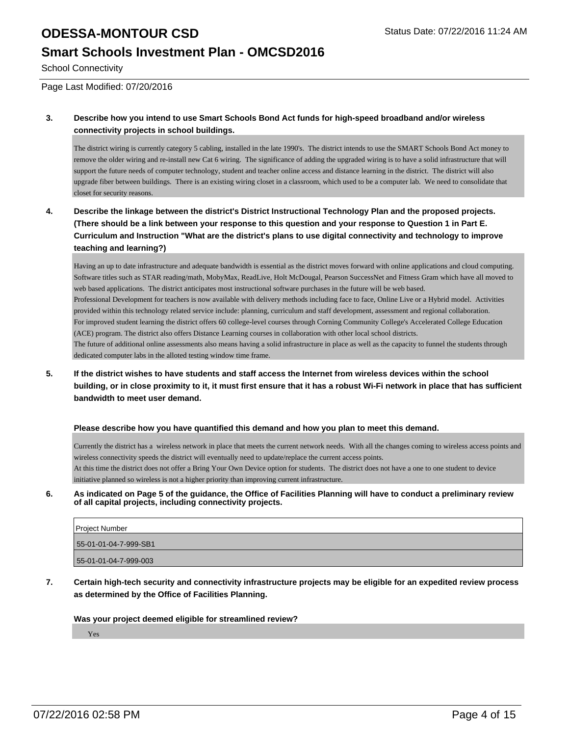# ODESSA-MONTOUR CSD

## Smart Schools Investment Plan - OMCSD2016

School Connectivity

Page Last Modified: 07/20/2016

**3. Describe how you intend to use Smart Schools Bond Act funds for high-speed broadband and/or wireless connectivity projects in school buildings.**

The district wiring is currently category 5 cabling, installed in the late 1990's. The district intends to use the SMART Schools Bond Act money to remove the older wiring and re-install new Cat 6 wiring. The significance of adding the upgraded wiring is to have a solid infrastructure that will support the future needs of computer technology, student and teacher online access and distance learning in the district. The district will also upgrade fiber between buildings. There is an existing wiring closet in a classroom, which used to be a computer lab. We need to consolidate that closet for security reasons.

**4. Describe the linkage between the district's District Instructional Technology Plan and the proposed projects. (There should be a link between your response to this question and your response to Question 1 in Part E. Curriculum and Instruction "What are the district's plans to use digital connectivity and technology to improve teaching and learning?)**

Having an up to date infrastructure and adequate bandwidth is essential as the district moves forward with online applications and cloud computing. Software titles such as STAR reading/math, MobyMax, ReadLive, Holt McDougal, Pearson SuccessNet and Fitness Gram which have all moved to web based applications. The district anticipates most instructional software purchases in the future will be web based.
Professional Development for teachers is now available with delivery methods including face to face, Online Live or a Hybrid model. Activities provided within this technology related service include: planning, curriculum and staff development, assessment and regional collaboration.
For improved student learning the district offers 60 college-level courses through Corning Community College's Accelerated College Education (ACE) program. The district also offers Distance Learning courses in collaboration with other local school districts.
The future of additional online assessments also means having a solid infrastructure in place as well as the capacity to funnel the students through dedicated computer labs in the alloted testing window time frame.

**5. If the district wishes to have students and staff access the Internet from wireless devices within the school building, or in close proximity to it, it must first ensure that it has a robust Wi-Fi network in place that has sufficient bandwidth to meet user demand.**

**Please describe how you have quantified this demand and how you plan to meet this demand.**

Currently the district has a wireless network in place that meets the current network needs. With all the changes coming to wireless access points and wireless connectivity speeds the district will eventually need to update/replace the current access points.
At this time the district does not offer a Bring Your Own Device option for students. The district does not have a one to one student to device initiative planned so wireless is not a higher priority than improving current infrastructure.

**6. As indicated on Page 5 of the guidance, the Office of Facilities Planning will have to conduct a preliminary review of all capital projects, including connectivity projects.**

| Project Number |
|---|
| 55-01-01-04-7-999-SB1 |
| 55-01-01-04-7-999-003 |

**7. Certain high-tech security and connectivity infrastructure projects may be eligible for an expedited review process as determined by the Office of Facilities Planning.**

**Was your project deemed eligible for streamlined review?**

Yes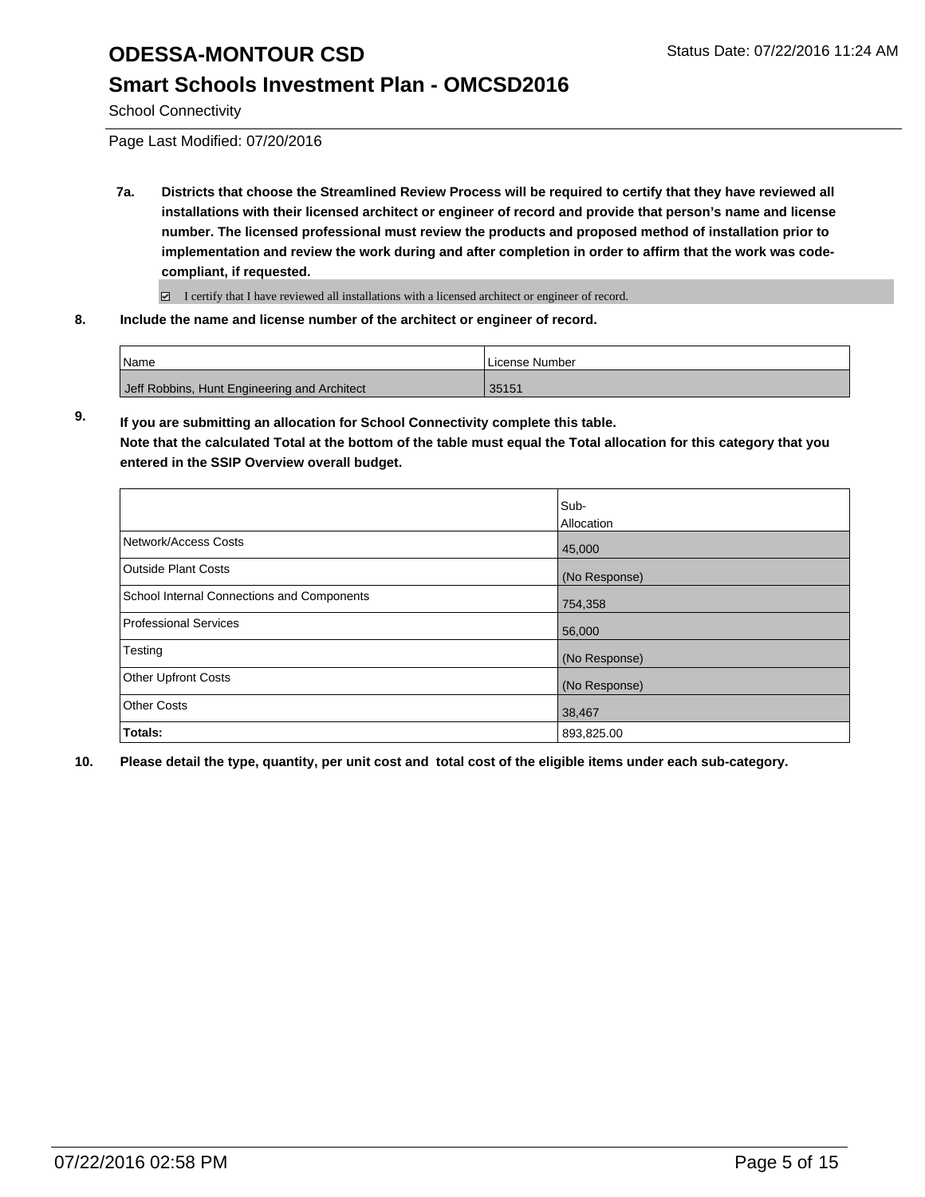School Connectivity

Page Last Modified: 07/20/2016

**7a. Districts that choose the Streamlined Review Process will be required to certify that they have reviewed all installations with their licensed architect or engineer of record and provide that person's name and license number. The licensed professional must review the products and proposed method of installation prior to implementation and review the work during and after completion in order to affirm that the work was code-compliant, if requested.**

☑ I certify that I have reviewed all installations with a licensed architect or engineer of record.

**8. Include the name and license number of the architect or engineer of record.**

| Name | License Number |
|---|---|
| Jeff Robbins, Hunt Engineering and Architect | 35151 |

**9. If you are submitting an allocation for School Connectivity complete this table. Note that the calculated Total at the bottom of the table must equal the Total allocation for this category that you entered in the SSIP Overview overall budget.**

| | Sub-Allocation |
|---|---|
| Network/Access Costs | 45,000 |
| Outside Plant Costs | (No Response) |
| School Internal Connections and Components | 754,358 |
| Professional Services | 56,000 |
| Testing | (No Response) |
| Other Upfront Costs | (No Response) |
| Other Costs | 38,467 |
| **Totals:** | 893,825.00 |

**10. Please detail the type, quantity, per unit cost and total cost of the eligible items under each sub-category.**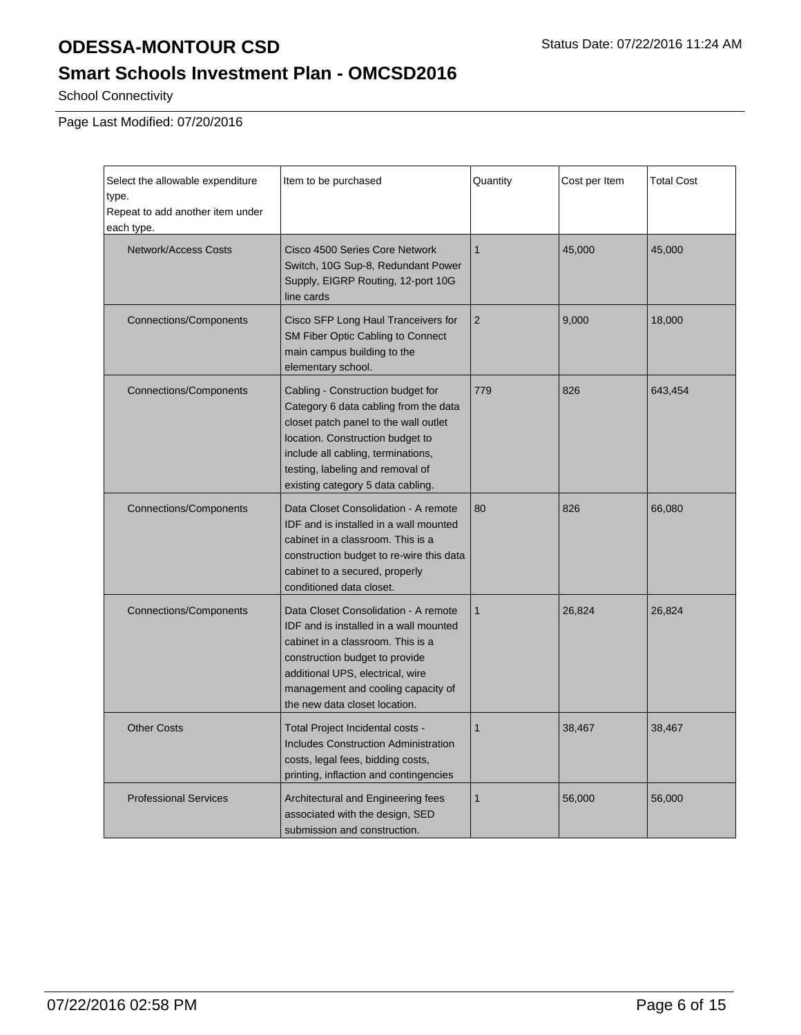# ODESSA-MONTOUR CSD

Status Date: 07/22/2016 11:24 AM

## Smart Schools Investment Plan - OMCSD2016

School Connectivity

Page Last Modified: 07/20/2016

| Select the allowable expenditure type. Repeat to add another item under each type. | Item to be purchased | Quantity | Cost per Item | Total Cost |
|---|---|---|---|---|
| Network/Access Costs | Cisco 4500 Series Core Network Switch, 10G Sup-8, Redundant Power Supply, EIGRP Routing, 12-port 10G line cards | 1 | 45,000 | 45,000 |
| Connections/Components | Cisco SFP Long Haul Tranceivers for SM Fiber Optic Cabling to Connect main campus building to the elementary school. | 2 | 9,000 | 18,000 |
| Connections/Components | Cabling - Construction budget for Category 6 data cabling from the data closet patch panel to the wall outlet location. Construction budget to include all cabling, terminations, testing, labeling and removal of existing category 5 data cabling. | 779 | 826 | 643,454 |
| Connections/Components | Data Closet Consolidation - A remote IDF and is installed in a wall mounted cabinet in a classroom. This is a construction budget to re-wire this data cabinet to a secured, properly conditioned data closet. | 80 | 826 | 66,080 |
| Connections/Components | Data Closet Consolidation - A remote IDF and is installed in a wall mounted cabinet in a classroom. This is a construction budget to provide additional UPS, electrical, wire management and cooling capacity of the new data closet location. | 1 | 26,824 | 26,824 |
| Other Costs | Total Project Incidental costs - Includes Construction Administration costs, legal fees, bidding costs, printing, inflation and contingencies | 1 | 38,467 | 38,467 |
| Professional Services | Architectural and Engineering fees associated with the design, SED submission and construction. | 1 | 56,000 | 56,000 |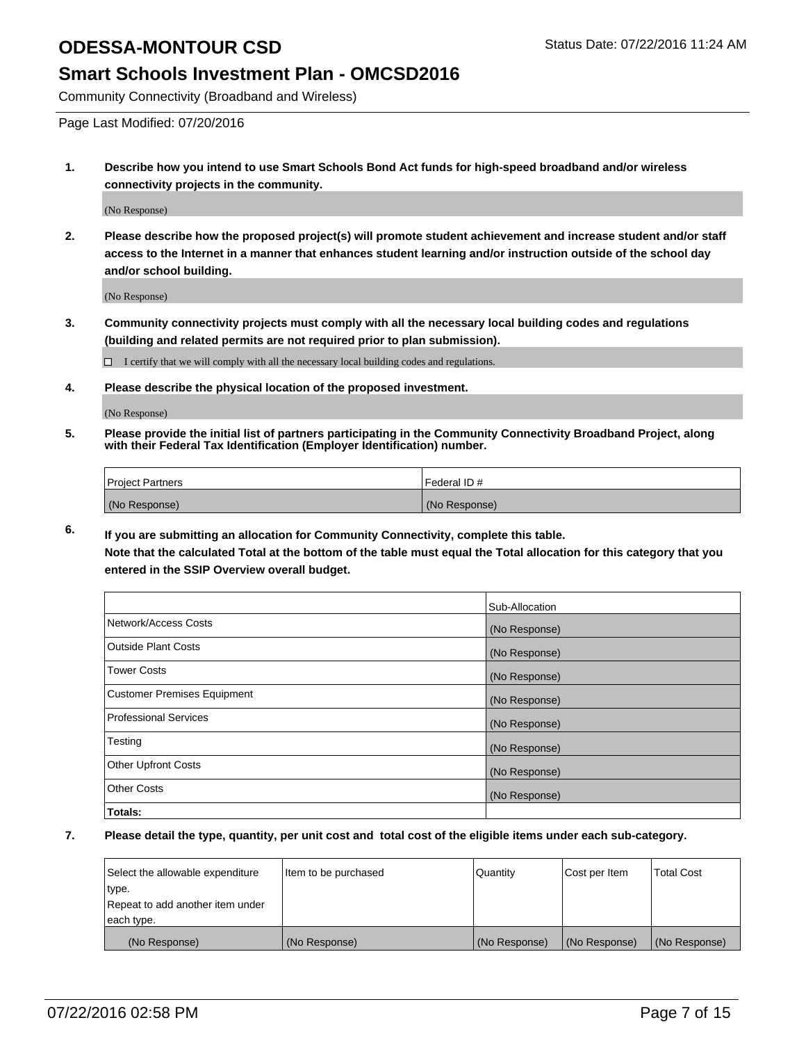# ODESSA-MONTOUR CSD

Status Date: 07/22/2016 11:24 AM

## Smart Schools Investment Plan - OMCSD2016

Community Connectivity (Broadband and Wireless)

Page Last Modified: 07/20/2016

**1. Describe how you intend to use Smart Schools Bond Act funds for high-speed broadband and/or wireless connectivity projects in the community.**

(No Response)

**2. Please describe how the proposed project(s) will promote student achievement and increase student and/or staff access to the Internet in a manner that enhances student learning and/or instruction outside of the school day and/or school building.**

(No Response)

**3. Community connectivity projects must comply with all the necessary local building codes and regulations (building and related permits are not required prior to plan submission).**

☐ I certify that we will comply with all the necessary local building codes and regulations.

**4. Please describe the physical location of the proposed investment.**

(No Response)

**5. Please provide the initial list of partners participating in the Community Connectivity Broadband Project, along with their Federal Tax Identification (Employer Identification) number.**

| Project Partners | Federal ID # |
|---|---|
| (No Response) | (No Response) |

**6. If you are submitting an allocation for Community Connectivity, complete this table.**
**Note that the calculated Total at the bottom of the table must equal the Total allocation for this category that you entered in the SSIP Overview overall budget.**

| | Sub-Allocation |
|---|---|
| Network/Access Costs | (No Response) |
| Outside Plant Costs | (No Response) |
| Tower Costs | (No Response) |
| Customer Premises Equipment | (No Response) |
| Professional Services | (No Response) |
| Testing | (No Response) |
| Other Upfront Costs | (No Response) |
| Other Costs | (No Response) |
| **Totals:** | |

**7. Please detail the type, quantity, per unit cost and total cost of the eligible items under each sub-category.**

| Select the allowable expenditure type. Repeat to add another item under each type. | Item to be purchased | Quantity | Cost per Item | Total Cost |
|---|---|---|---|---|
| (No Response) | (No Response) | (No Response) | (No Response) | (No Response) |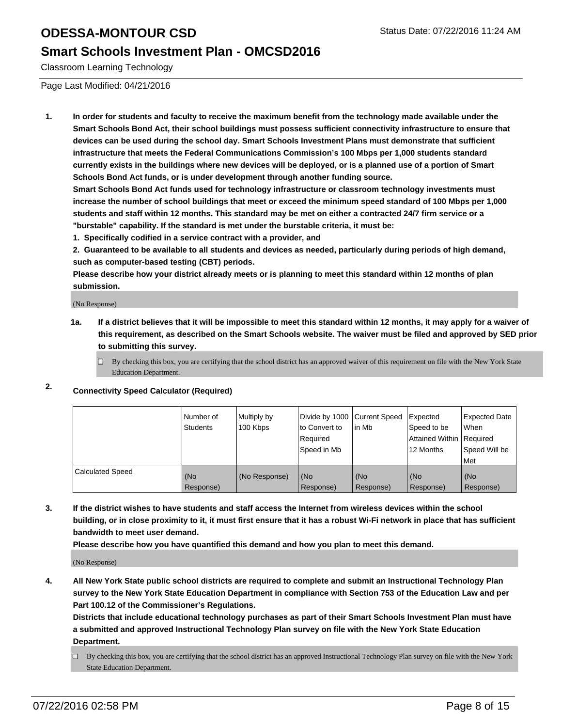# ODESSA-MONTOUR CSD

Status Date: 07/22/2016 11:24 AM

## Smart Schools Investment Plan - OMCSD2016

Classroom Learning Technology

Page Last Modified: 04/21/2016

1. **In order for students and faculty to receive the maximum benefit from the technology made available under the Smart Schools Bond Act, their school buildings must possess sufficient connectivity infrastructure to ensure that devices can be used during the school day. Smart Schools Investment Plans must demonstrate that sufficient infrastructure that meets the Federal Communications Commission's 100 Mbps per 1,000 students standard currently exists in the buildings where new devices will be deployed, or is a planned use of a portion of Smart Schools Bond Act funds, or is under development through another funding source.**
   **Smart Schools Bond Act funds used for technology infrastructure or classroom technology investments must increase the number of school buildings that meet or exceed the minimum speed standard of 100 Mbps per 1,000 students and staff within 12 months. This standard may be met on either a contracted 24/7 firm service or a "burstable" capability. If the standard is met under the burstable criteria, it must be:**
   **1. Specifically codified in a service contract with a provider, and**
   **2. Guaranteed to be available to all students and devices as needed, particularly during periods of high demand, such as computer-based testing (CBT) periods.**
   **Please describe how your district already meets or is planning to meet this standard within 12 months of plan submission.**

   (No Response)

   **1a. If a district believes that it will be impossible to meet this standard within 12 months, it may apply for a waiver of this requirement, as described on the Smart Schools website. The waiver must be filed and approved by SED prior to submitting this survey.**

   ☐ By checking this box, you are certifying that the school district has an approved waiver of this requirement on file with the New York State Education Department.

2. **Connectivity Speed Calculator (Required)**

| | Number of Students | Multiply by 100 Kbps | Divide by 1000 to Convert to Required Speed in Mb | Current Speed in Mb | Expected Speed to be Attained Within 12 Months | Expected Date When Required Speed Will be Met |
|---|---|---|---|---|---|---|
| Calculated Speed | (No Response) | (No Response) | (No Response) | (No Response) | (No Response) | (No Response) |

3. **If the district wishes to have students and staff access the Internet from wireless devices within the school building, or in close proximity to it, it must first ensure that it has a robust Wi-Fi network in place that has sufficient bandwidth to meet user demand.**
   **Please describe how you have quantified this demand and how you plan to meet this demand.**

   (No Response)

4. **All New York State public school districts are required to complete and submit an Instructional Technology Plan survey to the New York State Education Department in compliance with Section 753 of the Education Law and per Part 100.12 of the Commissioner's Regulations.**
   **Districts that include educational technology purchases as part of their Smart Schools Investment Plan must have a submitted and approved Instructional Technology Plan survey on file with the New York State Education Department.**

   ☐ By checking this box, you are certifying that the school district has an approved Instructional Technology Plan survey on file with the New York State Education Department.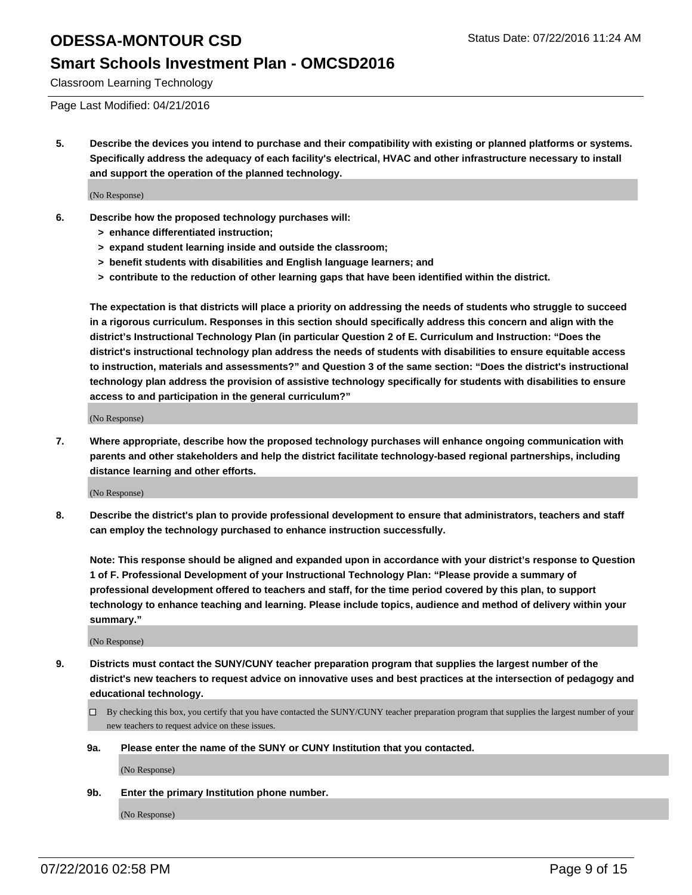**5. Describe the devices you intend to purchase and their compatibility with existing or planned platforms or systems. Specifically address the adequacy of each facility's electrical, HVAC and other infrastructure necessary to install and support the operation of the planned technology.**

(No Response)

**6. Describe how the proposed technology purchases will:**

- **> enhance differentiated instruction;**
- **> expand student learning inside and outside the classroom;**
- **> benefit students with disabilities and English language learners; and**
- **> contribute to the reduction of other learning gaps that have been identified within the district.**

**The expectation is that districts will place a priority on addressing the needs of students who struggle to succeed in a rigorous curriculum. Responses in this section should specifically address this concern and align with the district's Instructional Technology Plan (in particular Question 2 of E. Curriculum and Instruction: "Does the district's instructional technology plan address the needs of students with disabilities to ensure equitable access to instruction, materials and assessments?" and Question 3 of the same section: "Does the district's instructional technology plan address the provision of assistive technology specifically for students with disabilities to ensure access to and participation in the general curriculum?"**

(No Response)

**7. Where appropriate, describe how the proposed technology purchases will enhance ongoing communication with parents and other stakeholders and help the district facilitate technology-based regional partnerships, including distance learning and other efforts.**

(No Response)

**8. Describe the district's plan to provide professional development to ensure that administrators, teachers and staff can employ the technology purchased to enhance instruction successfully.**

**Note: This response should be aligned and expanded upon in accordance with your district's response to Question 1 of F. Professional Development of your Instructional Technology Plan: "Please provide a summary of professional development offered to teachers and staff, for the time period covered by this plan, to support technology to enhance teaching and learning. Please include topics, audience and method of delivery within your summary."**

(No Response)

**9. Districts must contact the SUNY/CUNY teacher preparation program that supplies the largest number of the district's new teachers to request advice on innovative uses and best practices at the intersection of pedagogy and educational technology.**

☐ By checking this box, you certify that you have contacted the SUNY/CUNY teacher preparation program that supplies the largest number of your new teachers to request advice on these issues.

**9a. Please enter the name of the SUNY or CUNY Institution that you contacted.**

(No Response)

**9b. Enter the primary Institution phone number.**

(No Response)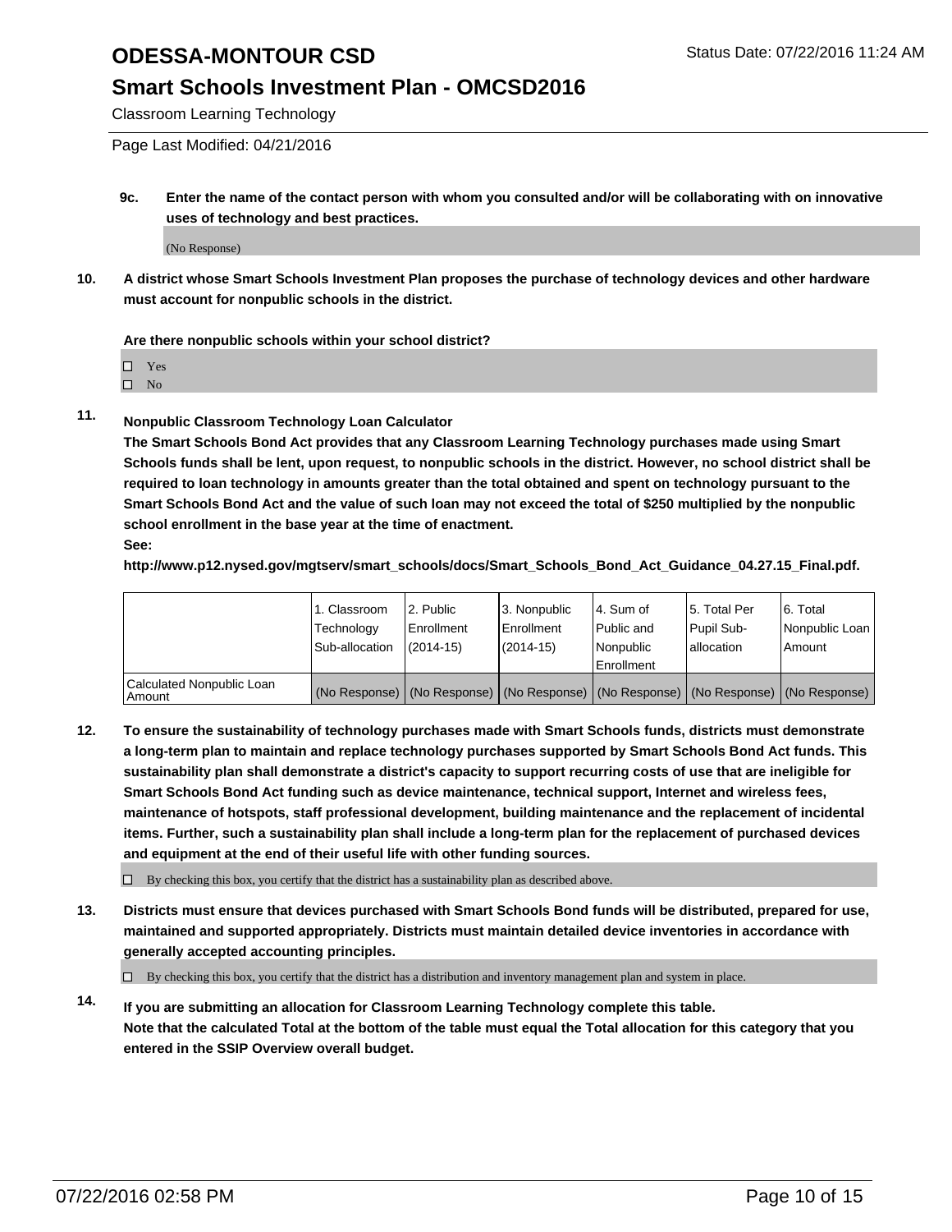**9c. Enter the name of the contact person with whom you consulted and/or will be collaborating with on innovative uses of technology and best practices.**

(No Response)

**10. A district whose Smart Schools Investment Plan proposes the purchase of technology devices and other hardware must account for nonpublic schools in the district.**

**Are there nonpublic schools within your school district?**

☐ Yes
☐ No

**11. Nonpublic Classroom Technology Loan Calculator**

**The Smart Schools Bond Act provides that any Classroom Learning Technology purchases made using Smart Schools funds shall be lent, upon request, to nonpublic schools in the district. However, no school district shall be required to loan technology in amounts greater than the total obtained and spent on technology pursuant to the Smart Schools Bond Act and the value of such loan may not exceed the total of $250 multiplied by the nonpublic school enrollment in the base year at the time of enactment.**

**See:**

**http://www.p12.nysed.gov/mgtserv/smart_schools/docs/Smart_Schools_Bond_Act_Guidance_04.27.15_Final.pdf.**

| | 1. Classroom Technology Sub-allocation | 2. Public Enrollment (2014-15) | 3. Nonpublic Enrollment (2014-15) | 4. Sum of Public and Nonpublic Enrollment | 5. Total Per Pupil Sub-allocation | 6. Total Nonpublic Loan Amount |
|---|---|---|---|---|---|---|
| Calculated Nonpublic Loan Amount | (No Response) | (No Response) | (No Response) | (No Response) | (No Response) | (No Response) |

**12. To ensure the sustainability of technology purchases made with Smart Schools funds, districts must demonstrate a long-term plan to maintain and replace technology purchases supported by Smart Schools Bond Act funds. This sustainability plan shall demonstrate a district's capacity to support recurring costs of use that are ineligible for Smart Schools Bond Act funding such as device maintenance, technical support, Internet and wireless fees, maintenance of hotspots, staff professional development, building maintenance and the replacement of incidental items. Further, such a sustainability plan shall include a long-term plan for the replacement of purchased devices and equipment at the end of their useful life with other funding sources.**

☐ By checking this box, you certify that the district has a sustainability plan as described above.

**13. Districts must ensure that devices purchased with Smart Schools Bond funds will be distributed, prepared for use, maintained and supported appropriately. Districts must maintain detailed device inventories in accordance with generally accepted accounting principles.**

☐ By checking this box, you certify that the district has a distribution and inventory management plan and system in place.

**14. If you are submitting an allocation for Classroom Learning Technology complete this table.**
**Note that the calculated Total at the bottom of the table must equal the Total allocation for this category that you entered in the SSIP Overview overall budget.**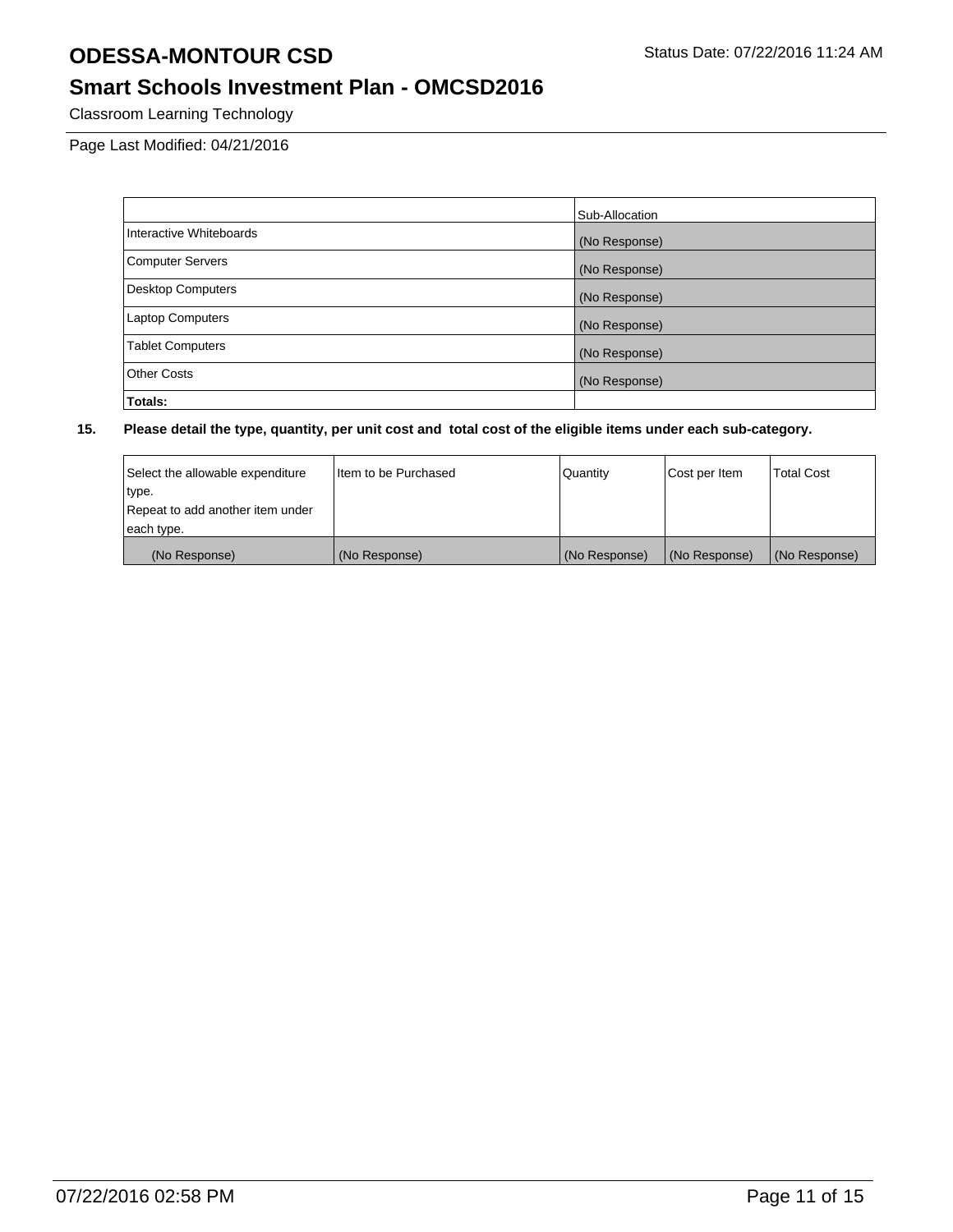Classroom Learning Technology

Page Last Modified: 04/21/2016

| | Sub-Allocation |
|---|---|
| Interactive Whiteboards | (No Response) |
| Computer Servers | (No Response) |
| Desktop Computers | (No Response) |
| Laptop Computers | (No Response) |
| Tablet Computers | (No Response) |
| Other Costs | (No Response) |
| **Totals:** | |

**15. Please detail the type, quantity, per unit cost and total cost of the eligible items under each sub-category.**

| Select the allowable expenditure type. Repeat to add another item under each type. | Item to be Purchased | Quantity | Cost per Item | Total Cost |
|---|---|---|---|---|
| (No Response) | (No Response) | (No Response) | (No Response) | (No Response) |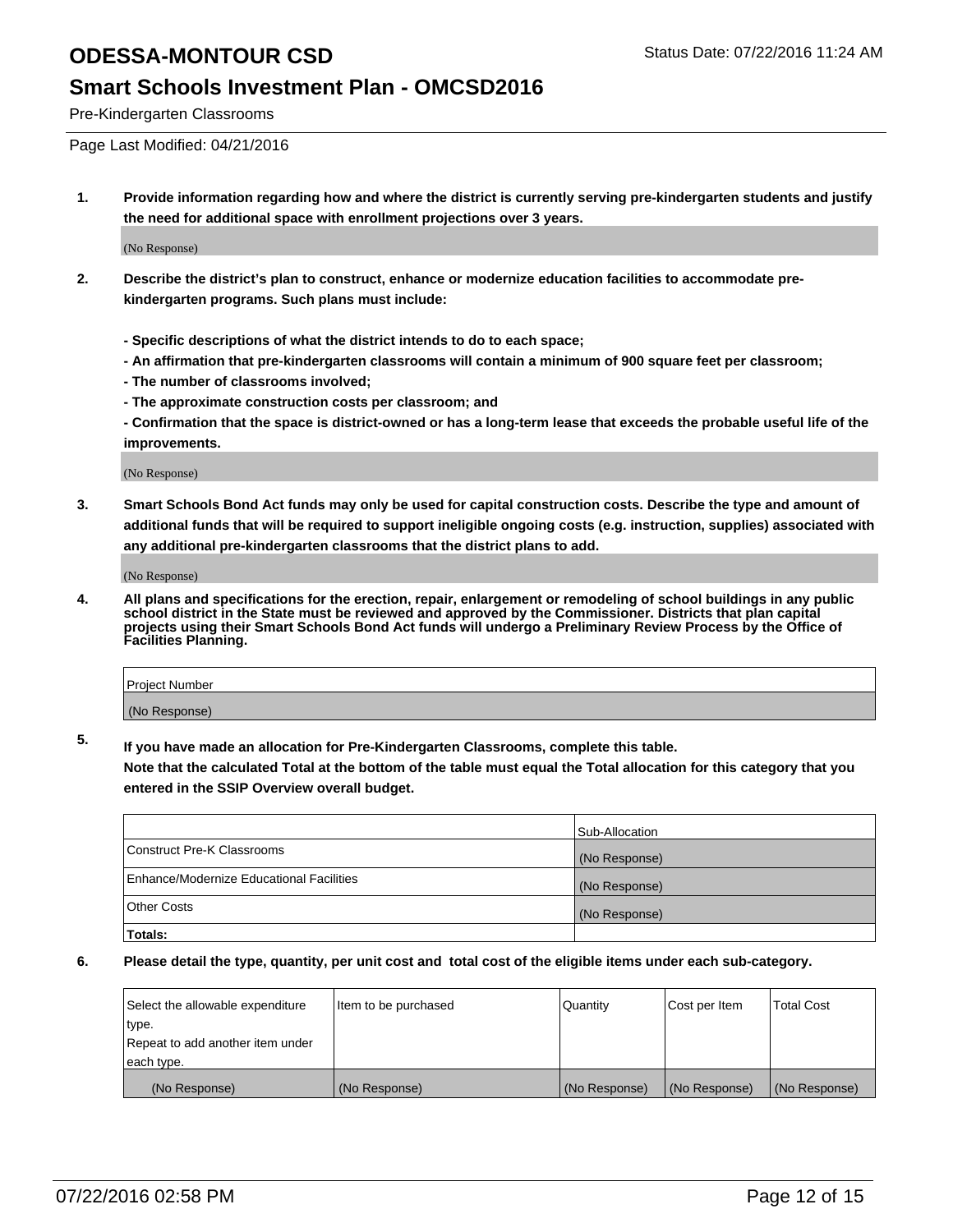# ODESSA-MONTOUR CSD

Status Date: 07/22/2016 11:24 AM

## Smart Schools Investment Plan - OMCSD2016

Pre-Kindergarten Classrooms

Page Last Modified: 04/21/2016

1. **Provide information regarding how and where the district is currently serving pre-kindergarten students and justify the need for additional space with enrollment projections over 3 years.**

   (No Response)

2. **Describe the district's plan to construct, enhance or modernize education facilities to accommodate pre-kindergarten programs. Such plans must include:**

   **- Specific descriptions of what the district intends to do to each space;**
   **- An affirmation that pre-kindergarten classrooms will contain a minimum of 900 square feet per classroom;**
   **- The number of classrooms involved;**
   **- The approximate construction costs per classroom; and**
   **- Confirmation that the space is district-owned or has a long-term lease that exceeds the probable useful life of the improvements.**

   (No Response)

3. **Smart Schools Bond Act funds may only be used for capital construction costs. Describe the type and amount of additional funds that will be required to support ineligible ongoing costs (e.g. instruction, supplies) associated with any additional pre-kindergarten classrooms that the district plans to add.**

   (No Response)

4. **All plans and specifications for the erection, repair, enlargement or remodeling of school buildings in any public school district in the State must be reviewed and approved by the Commissioner. Districts that plan capital projects using their Smart Schools Bond Act funds will undergo a Preliminary Review Process by the Office of Facilities Planning.**

| Project Number |
|---|
| (No Response) |

5. **If you have made an allocation for Pre-Kindergarten Classrooms, complete this table.**
   **Note that the calculated Total at the bottom of the table must equal the Total allocation for this category that you entered in the SSIP Overview overall budget.**

| | Sub-Allocation |
|---|---|
| Construct Pre-K Classrooms | (No Response) |
| Enhance/Modernize Educational Facilities | (No Response) |
| Other Costs | (No Response) |
| **Totals:** | |

6. **Please detail the type, quantity, per unit cost and total cost of the eligible items under each sub-category.**

| Select the allowable expenditure type. Repeat to add another item under each type. | Item to be purchased | Quantity | Cost per Item | Total Cost |
|---|---|---|---|---|
| (No Response) | (No Response) | (No Response) | (No Response) | (No Response) |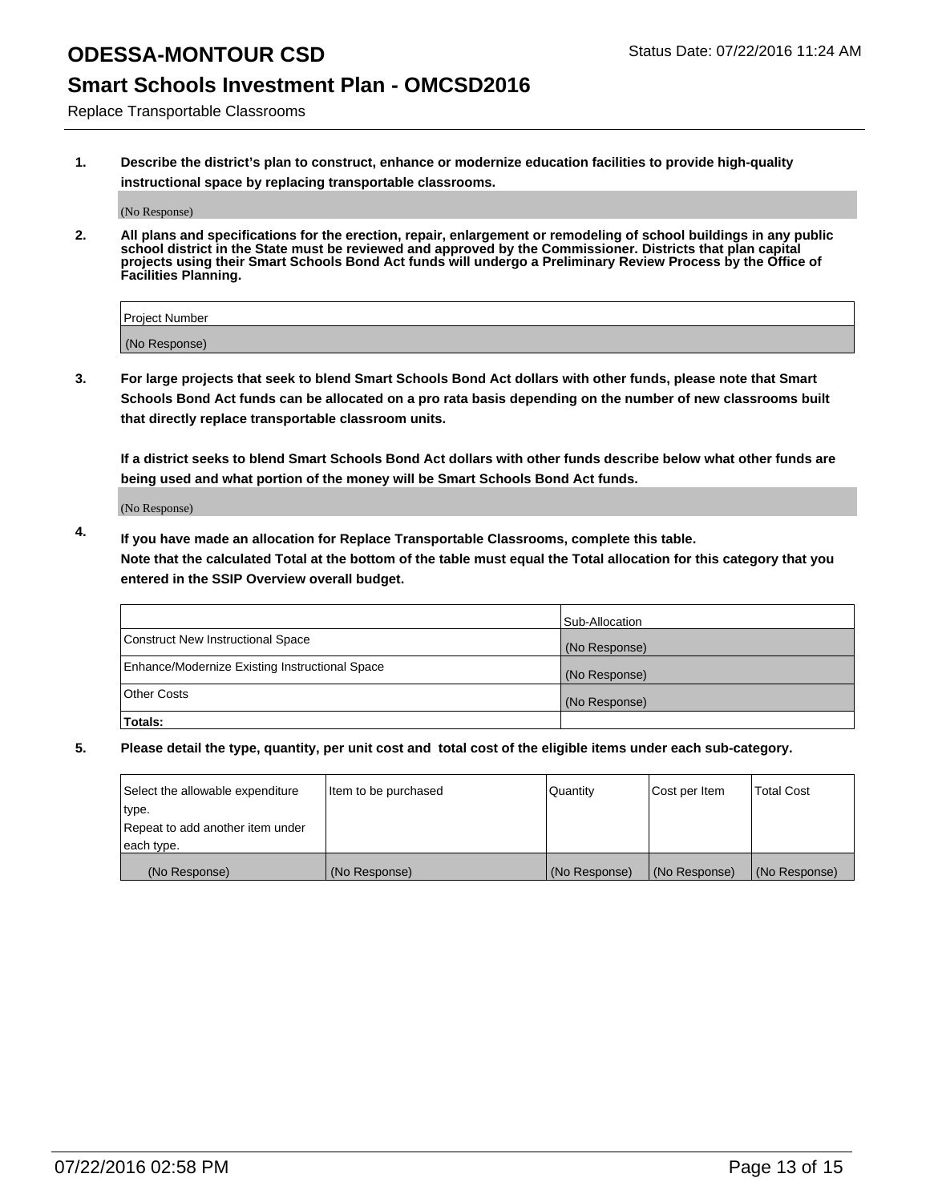# ODESSA-MONTOUR CSD

Status Date: 07/22/2016 11:24 AM

## Smart Schools Investment Plan - OMCSD2016

Replace Transportable Classrooms

**1. Describe the district's plan to construct, enhance or modernize education facilities to provide high-quality instructional space by replacing transportable classrooms.**

(No Response)

**2. All plans and specifications for the erection, repair, enlargement or remodeling of school buildings in any public school district in the State must be reviewed and approved by the Commissioner. Districts that plan capital projects using their Smart Schools Bond Act funds will undergo a Preliminary Review Process by the Office of Facilities Planning.**

| Project Number |
|---|
| (No Response) |

**3. For large projects that seek to blend Smart Schools Bond Act dollars with other funds, please note that Smart Schools Bond Act funds can be allocated on a pro rata basis depending on the number of new classrooms built that directly replace transportable classroom units.**

**If a district seeks to blend Smart Schools Bond Act dollars with other funds describe below what other funds are being used and what portion of the money will be Smart Schools Bond Act funds.**

(No Response)

**4. If you have made an allocation for Replace Transportable Classrooms, complete this table. Note that the calculated Total at the bottom of the table must equal the Total allocation for this category that you entered in the SSIP Overview overall budget.**

| | Sub-Allocation |
|---|---|
| Construct New Instructional Space | (No Response) |
| Enhance/Modernize Existing Instructional Space | (No Response) |
| Other Costs | (No Response) |
| **Totals:** | |

**5. Please detail the type, quantity, per unit cost and total cost of the eligible items under each sub-category.**

| Select the allowable expenditure type. Repeat to add another item under each type. | Item to be purchased | Quantity | Cost per Item | Total Cost |
|---|---|---|---|---|
| (No Response) | (No Response) | (No Response) | (No Response) | (No Response) |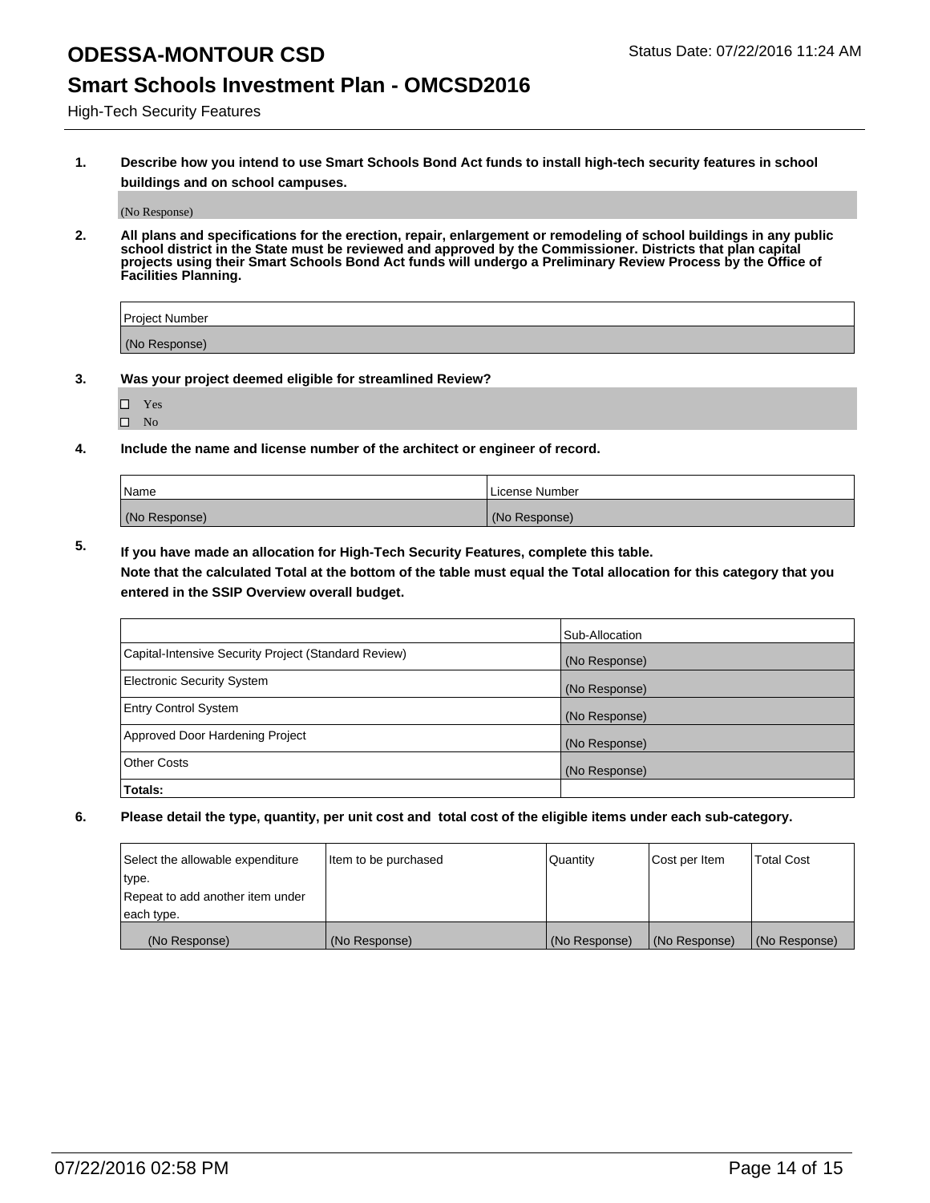# ODESSA-MONTOUR CSD

Status Date: 07/22/2016 11:24 AM

## Smart Schools Investment Plan - OMCSD2016

High-Tech Security Features

**1. Describe how you intend to use Smart Schools Bond Act funds to install high-tech security features in school buildings and on school campuses.**

(No Response)

**2. All plans and specifications for the erection, repair, enlargement or remodeling of school buildings in any public school district in the State must be reviewed and approved by the Commissioner. Districts that plan capital projects using their Smart Schools Bond Act funds will undergo a Preliminary Review Process by the Office of Facilities Planning.**

| Project Number |
| --- |
| (No Response) |

**3. Was your project deemed eligible for streamlined Review?**

- ☐ Yes
- ☐ No

**4. Include the name and license number of the architect or engineer of record.**

| Name | License Number |
| --- | --- |
| (No Response) | (No Response) |

**5. If you have made an allocation for High-Tech Security Features, complete this table.**
**Note that the calculated Total at the bottom of the table must equal the Total allocation for this category that you entered in the SSIP Overview overall budget.**

| | Sub-Allocation |
| --- | --- |
| Capital-Intensive Security Project (Standard Review) | (No Response) |
| Electronic Security System | (No Response) |
| Entry Control System | (No Response) |
| Approved Door Hardening Project | (No Response) |
| Other Costs | (No Response) |
| **Totals:** | |

**6. Please detail the type, quantity, per unit cost and total cost of the eligible items under each sub-category.**

| Select the allowable expenditure type. Repeat to add another item under each type. | Item to be purchased | Quantity | Cost per Item | Total Cost |
| --- | --- | --- | --- | --- |
| (No Response) | (No Response) | (No Response) | (No Response) | (No Response) |